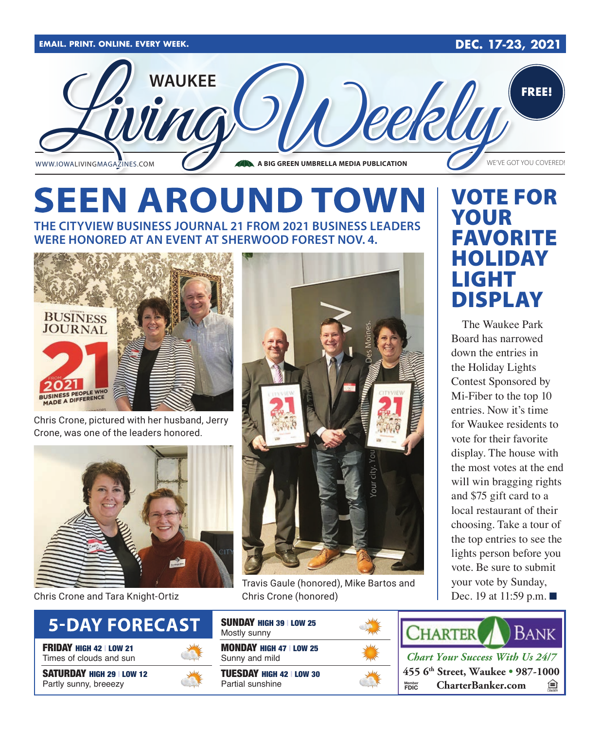EMAIL. PRINT. ONLINE. EVERY WEEK.

DEC. 17-23, 2021

# WAUKEE Living Weekly

FREE!

WWW.IOWALIVINGMAGAZINES.COM

A BIG GREEN UMBRELLA MEDIA PUBLICATION

WE'VE GOT YOU COVERED!

# SEEN AROUND TOWN

## THE CITYVIEW BUSINESS JOURNAL 21 FROM 2021 BUSINESS LEADERS WERE HONORED AT AN EVENT AT SHERWOOD FOREST NOV. 4.

Chris Crone, pictured with her husband, Jerry Crone, was one of the leaders honored.

Chris Crone and Tara Knight-Ortiz

Travis Gaule (honored), Mike Bartos and Chris Crone (honored)

# VOTE FOR YOUR FAVORITE HOLIDAY LIGHT DISPLAY

The Waukee Park Board has narrowed down the entries in the Holiday Lights Contest Sponsored by Mi-Fiber to the top 10 entries. Now it's time for Waukee residents to vote for their favorite display. The house with the most votes at the end will win bragging rights and $75 gift card to a local restaurant of their choosing. Take a tour of the top entries to see the lights person before you vote. Be sure to submit your vote by Sunday, Dec. 19 at 11:59 p.m. ■

## 5-DAY FORECAST

**FRIDAY** HIGH 42 | LOW 21
Times of clouds and sun

**SATURDAY** HIGH 29 | LOW 12
Partly sunny, breeezy

**SUNDAY** HIGH 39 | LOW 25
Mostly sunny

**MONDAY** HIGH 47 | LOW 25
Sunny and mild

**TUESDAY** HIGH 42 | LOW 30
Partial sunshine

**CHARTER BANK**
*Chart Your Success With Us 24/7*
455 6th Street, Waukee • 987-1000
Member FDIC CharterBanker.com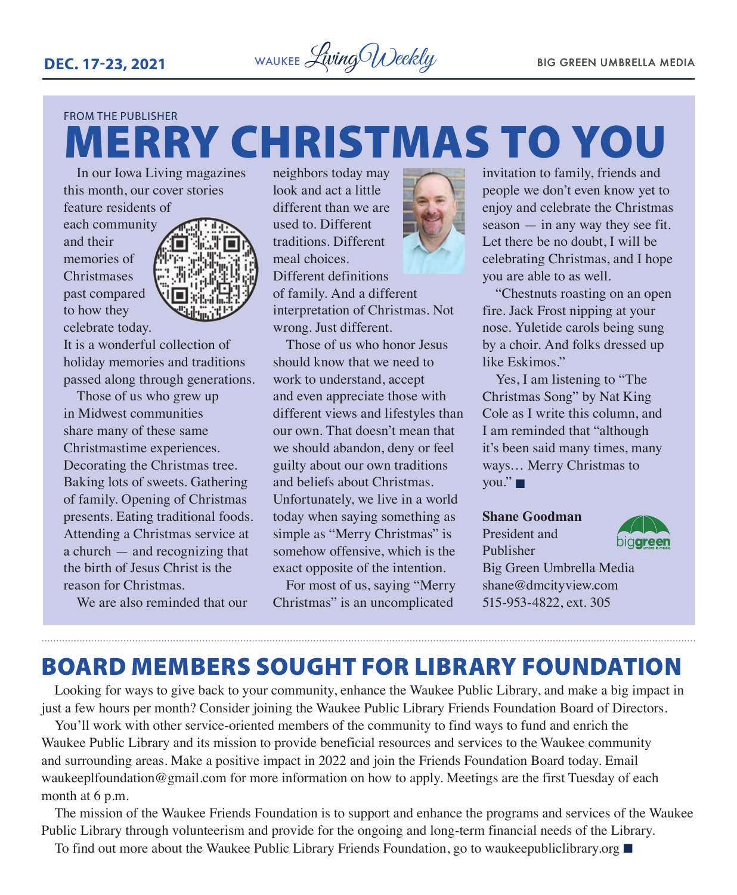FROM THE PUBLISHER

# MERRY CHRISTMAS TO YOU

In our Iowa Living magazines this month, our cover stories feature residents of each community and their memories of Christmases past compared to how they celebrate today. It is a wonderful collection of holiday memories and traditions passed along through generations.

Those of us who grew up in Midwest communities share many of these same Christmastime experiences. Decorating the Christmas tree. Baking lots of sweets. Gathering of family. Opening of Christmas presents. Eating traditional foods. Attending a Christmas service at a church — and recognizing that the birth of Jesus Christ is the reason for Christmas.

We are also reminded that our neighbors today may look and act a little different than we are used to. Different traditions. Different meal choices. Different definitions of family. And a different interpretation of Christmas. Not wrong. Just different.

Those of us who honor Jesus should know that we need to work to understand, accept and even appreciate those with different views and lifestyles than our own. That doesn't mean that we should abandon, deny or feel guilty about our own traditions and beliefs about Christmas. Unfortunately, we live in a world today when saying something as simple as "Merry Christmas" is somehow offensive, which is the exact opposite of the intention.

For most of us, saying "Merry Christmas" is an uncomplicated invitation to family, friends and people we don't even know yet to enjoy and celebrate the Christmas season — in any way they see fit. Let there be no doubt, I will be celebrating Christmas, and I hope you are able to as well.

"Chestnuts roasting on an open fire. Jack Frost nipping at your nose. Yuletide carols being sung by a choir. And folks dressed up like Eskimos."

Yes, I am listening to "The Christmas Song" by Nat King Cole as I write this column, and I am reminded that "although it's been said many times, many ways… Merry Christmas to you." ■

**Shane Goodman**
President and Publisher
Big Green Umbrella Media
shane@dmcityview.com
515-953-4822, ext. 305

# BOARD MEMBERS SOUGHT FOR LIBRARY FOUNDATION

Looking for ways to give back to your community, enhance the Waukee Public Library, and make a big impact in just a few hours per month? Consider joining the Waukee Public Library Friends Foundation Board of Directors.

You'll work with other service-oriented members of the community to find ways to fund and enrich the Waukee Public Library and its mission to provide beneficial resources and services to the Waukee community and surrounding areas. Make a positive impact in 2022 and join the Friends Foundation Board today. Email waukeeplfoundation@gmail.com for more information on how to apply. Meetings are the first Tuesday of each month at 6 p.m.

The mission of the Waukee Friends Foundation is to support and enhance the programs and services of the Waukee Public Library through volunteerism and provide for the ongoing and long-term financial needs of the Library.

To find out more about the Waukee Public Library Friends Foundation, go to waukeepubliclibrary.org ■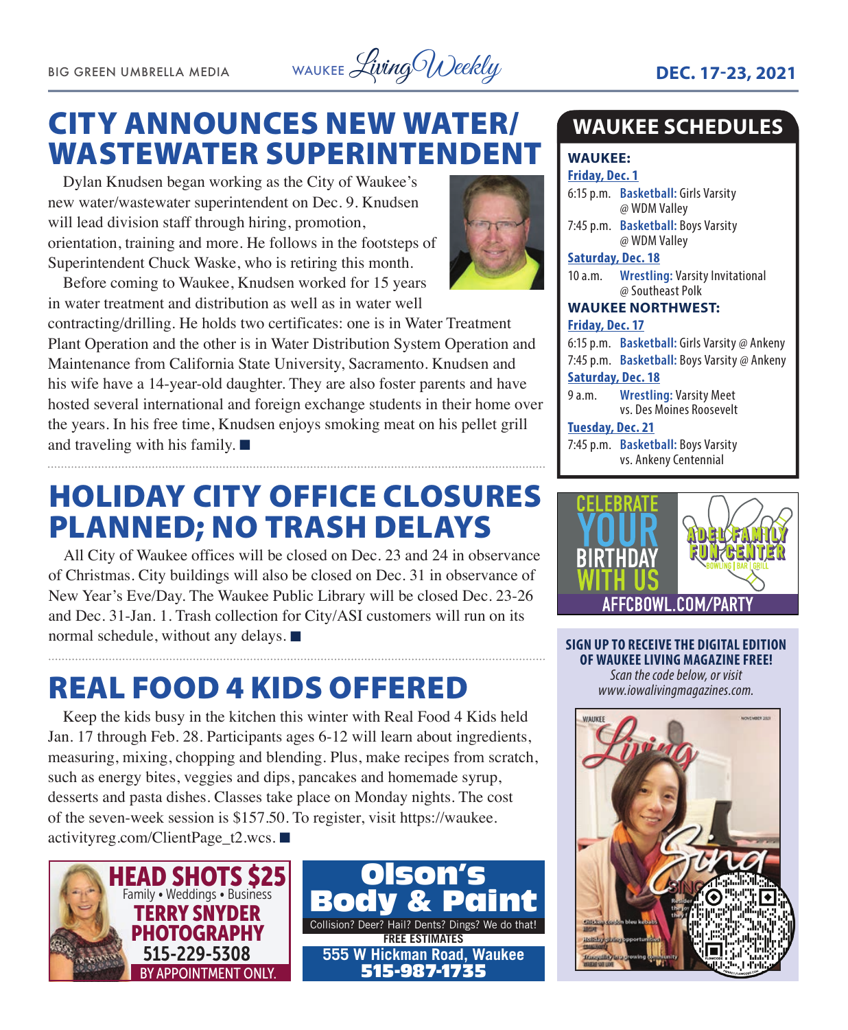# CITY ANNOUNCES NEW WATER/ WASTEWATER SUPERINTENDENT

Dylan Knudsen began working as the City of Waukee's new water/wastewater superintendent on Dec. 9. Knudsen will lead division staff through hiring, promotion, orientation, training and more. He follows in the footsteps of Superintendent Chuck Waske, who is retiring this month.

Before coming to Waukee, Knudsen worked for 15 years in water treatment and distribution as well as in water well contracting/drilling. He holds two certificates: one is in Water Treatment Plant Operation and the other is in Water Distribution System Operation and Maintenance from California State University, Sacramento. Knudsen and his wife have a 14-year-old daughter. They are also foster parents and have hosted several international and foreign exchange students in their home over the years. In his free time, Knudsen enjoys smoking meat on his pellet grill and traveling with his family. ■

# HOLIDAY CITY OFFICE CLOSURES PLANNED; NO TRASH DELAYS

All City of Waukee offices will be closed on Dec. 23 and 24 in observance of Christmas. City buildings will also be closed on Dec. 31 in observance of New Year's Eve/Day. The Waukee Public Library will be closed Dec. 23-26 and Dec. 31-Jan. 1. Trash collection for City/ASI customers will run on its normal schedule, without any delays. ■

# REAL FOOD 4 KIDS OFFERED

Keep the kids busy in the kitchen this winter with Real Food 4 Kids held Jan. 17 through Feb. 28. Participants ages 6-12 will learn about ingredients, measuring, mixing, chopping and blending. Plus, make recipes from scratch, such as energy bites, veggies and dips, pancakes and homemade syrup, desserts and pasta dishes. Classes take place on Monday nights. The cost of the seven-week session is $157.50. To register, visit https://waukee.activityreg.com/ClientPage_t2.wcs. ■

**HEAD SHOTS $25**
Family • Weddings • Business
**TERRY SNYDER PHOTOGRAPHY**
515-229-5308
BY APPOINTMENT ONLY.

**Olson's Body & Paint**
Collision? Deer? Hail? Dents? Dings? We do that!
FREE ESTIMATES
555 W Hickman Road, Waukee
515-987-1735

## WAUKEE SCHEDULES

**WAUKEE:**

**Friday, Dec. 1**
6:15 p.m. **Basketball:** Girls Varsity @ WDM Valley
7:45 p.m. **Basketball:** Boys Varsity @ WDM Valley

**Saturday, Dec. 18**
10 a.m. **Wrestling:** Varsity Invitational @ Southeast Polk

**WAUKEE NORTHWEST:**

**Friday, Dec. 17**
6:15 p.m. **Basketball:** Girls Varsity @ Ankeny
7:45 p.m. **Basketball:** Boys Varsity @ Ankeny

**Saturday, Dec. 18**
9 a.m. **Wrestling:** Varsity Meet vs. Des Moines Roosevelt

**Tuesday, Dec. 21**
7:45 p.m. **Basketball:** Boys Varsity vs. Ankeny Centennial

CELEBRATE YOUR BIRTHDAY WITH US
ADEL FAMILY FUN CENTER — BOWLING | BAR | GRILL
AFFCBOWL.COM/PARTY

**SIGN UP TO RECEIVE THE DIGITAL EDITION OF WAUKEE LIVING MAGAZINE FREE!**
*Scan the code below, or visit www.iowalivingmagazines.com.*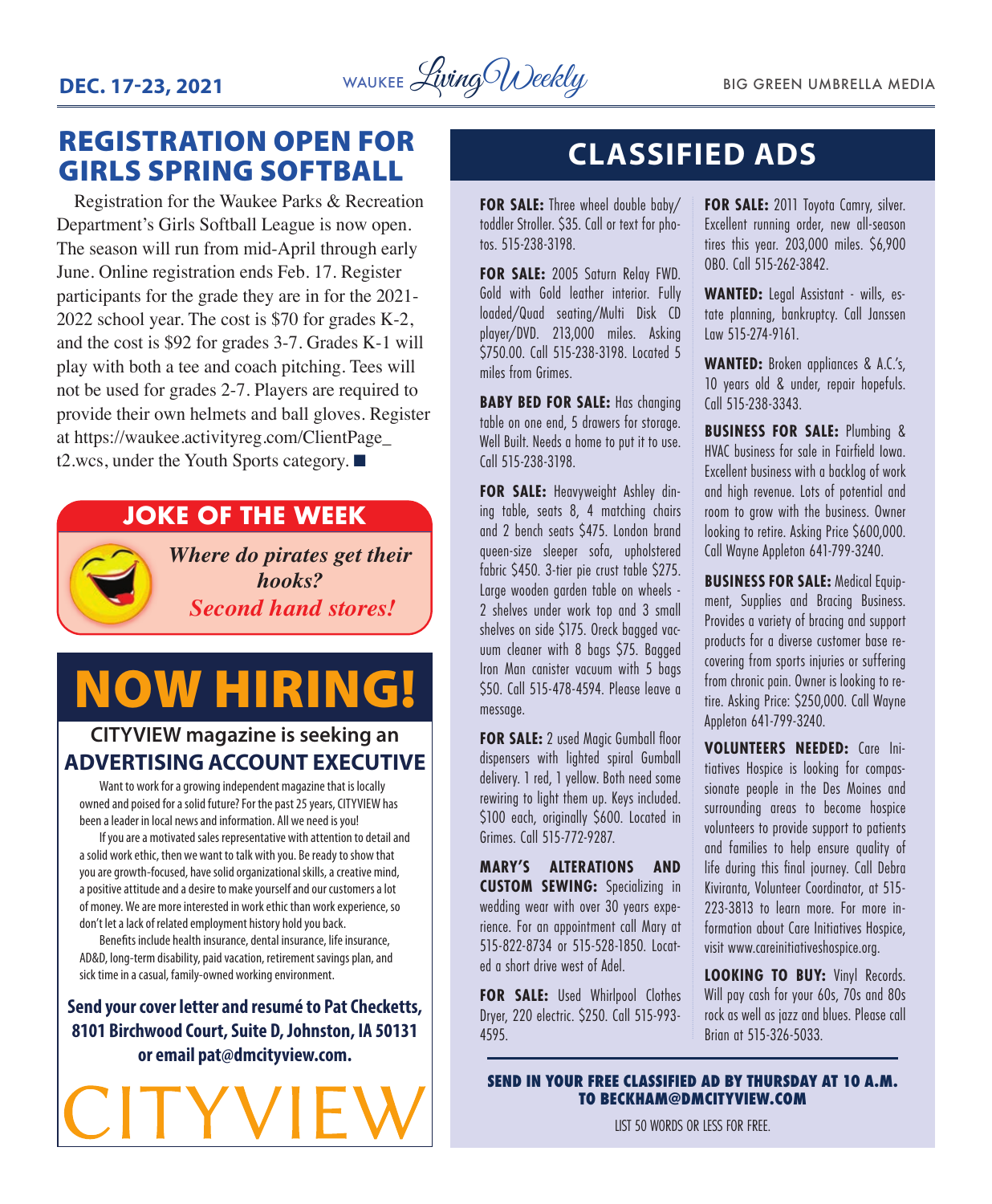## REGISTRATION OPEN FOR GIRLS SPRING SOFTBALL

Registration for the Waukee Parks & Recreation Department's Girls Softball League is now open. The season will run from mid-April through early June. Online registration ends Feb. 17. Register participants for the grade they are in for the 2021-2022 school year. The cost is $70 for grades K-2, and the cost is $92 for grades 3-7. Grades K-1 will play with both a tee and coach pitching. Tees will not be used for grades 2-7. Players are required to provide their own helmets and ball gloves. Register at https://waukee.activityreg.com/ClientPage_t2.wcs, under the Youth Sports category. ■

## JOKE OF THE WEEK

***Where do pirates get their hooks?***

***Second hand stores!***

# NOW HIRING!

### CITYVIEW magazine is seeking an ADVERTISING ACCOUNT EXECUTIVE

Want to work for a growing independent magazine that is locally owned and poised for a solid future? For the past 25 years, CITYVIEW has been a leader in local news and information. All we need is you!

If you are a motivated sales representative with attention to detail and a solid work ethic, then we want to talk with you. Be ready to show that you are growth-focused, have solid organizational skills, a creative mind, a positive attitude and a desire to make yourself and our customers a lot of money. We are more interested in work ethic than work experience, so don't let a lack of related employment history hold you back.

Benefits include health insurance, dental insurance, life insurance, AD&D, long-term disability, paid vacation, retirement savings plan, and sick time in a casual, family-owned working environment.

**Send your cover letter and resumé to Pat Checketts, 8101 Birchwood Court, Suite D, Johnston, IA 50131 or email pat@dmcityview.com.**

CITYVIEW

## CLASSIFIED ADS

**FOR SALE:** Three wheel double baby/toddler Stroller. $35. Call or text for photos. 515-238-3198.

**FOR SALE:** 2005 Saturn Relay FWD. Gold with Gold leather interior. Fully loaded/Quad seating/Multi Disk CD player/DVD. 213,000 miles. Asking $750.00. Call 515-238-3198. Located 5 miles from Grimes.

**BABY BED FOR SALE:** Has changing table on one end, 5 drawers for storage. Well Built. Needs a home to put it to use. Call 515-238-3198.

**FOR SALE:** Heavyweight Ashley dining table, seats 8, 4 matching chairs and 2 bench seats $475. London brand queen-size sleeper sofa, upholstered fabric $450. 3-tier pie crust table $275. Large wooden garden table on wheels - 2 shelves under work top and 3 small shelves on side $175. Oreck bagged vacuum cleaner with 8 bags $75. Bagged Iron Man canister vacuum with 5 bags $50. Call 515-478-4594. Please leave a message.

**FOR SALE:** 2 used Magic Gumball floor dispensers with lighted spiral Gumball delivery. 1 red, 1 yellow. Both need some rewiring to light them up. Keys included. $100 each, originally $600. Located in Grimes. Call 515-772-9287.

**MARY'S ALTERATIONS AND CUSTOM SEWING:** Specializing in wedding wear with over 30 years experience. For an appointment call Mary at 515-822-8734 or 515-528-1850. Located a short drive west of Adel.

**FOR SALE:** Used Whirlpool Clothes Dryer, 220 electric. $250. Call 515-993-4595.

**FOR SALE:** 2011 Toyota Camry, silver. Excellent running order, new all-season tires this year. 203,000 miles. $6,900 OBO. Call 515-262-3842.

**WANTED:** Legal Assistant - wills, estate planning, bankruptcy. Call Janssen Law 515-274-9161.

**WANTED:** Broken appliances & A.C.'s, 10 years old & under, repair hopefuls. Call 515-238-3343.

**BUSINESS FOR SALE:** Plumbing & HVAC business for sale in Fairfield Iowa. Excellent business with a backlog of work and high revenue. Lots of potential and room to grow with the business. Owner looking to retire. Asking Price $600,000. Call Wayne Appleton 641-799-3240.

**BUSINESS FOR SALE:** Medical Equipment, Supplies and Bracing Business. Provides a variety of bracing and support products for a diverse customer base recovering from sports injuries or suffering from chronic pain. Owner is looking to retire. Asking Price: $250,000. Call Wayne Appleton 641-799-3240.

**VOLUNTEERS NEEDED:** Care Initiatives Hospice is looking for compassionate people in the Des Moines and surrounding areas to become hospice volunteers to provide support to patients and families to help ensure quality of life during this final journey. Call Debra Kiviranta, Volunteer Coordinator, at 515-223-3813 to learn more. For more information about Care Initiatives Hospice, visit www.careinitiativeshospice.org.

**LOOKING TO BUY:** Vinyl Records. Will pay cash for your 60s, 70s and 80s rock as well as jazz and blues. Please call Brian at 515-326-5033.

**SEND IN YOUR FREE CLASSIFIED AD BY THURSDAY AT 10 A.M. TO BECKHAM@DMCITYVIEW.COM**

LIST 50 WORDS OR LESS FOR FREE.